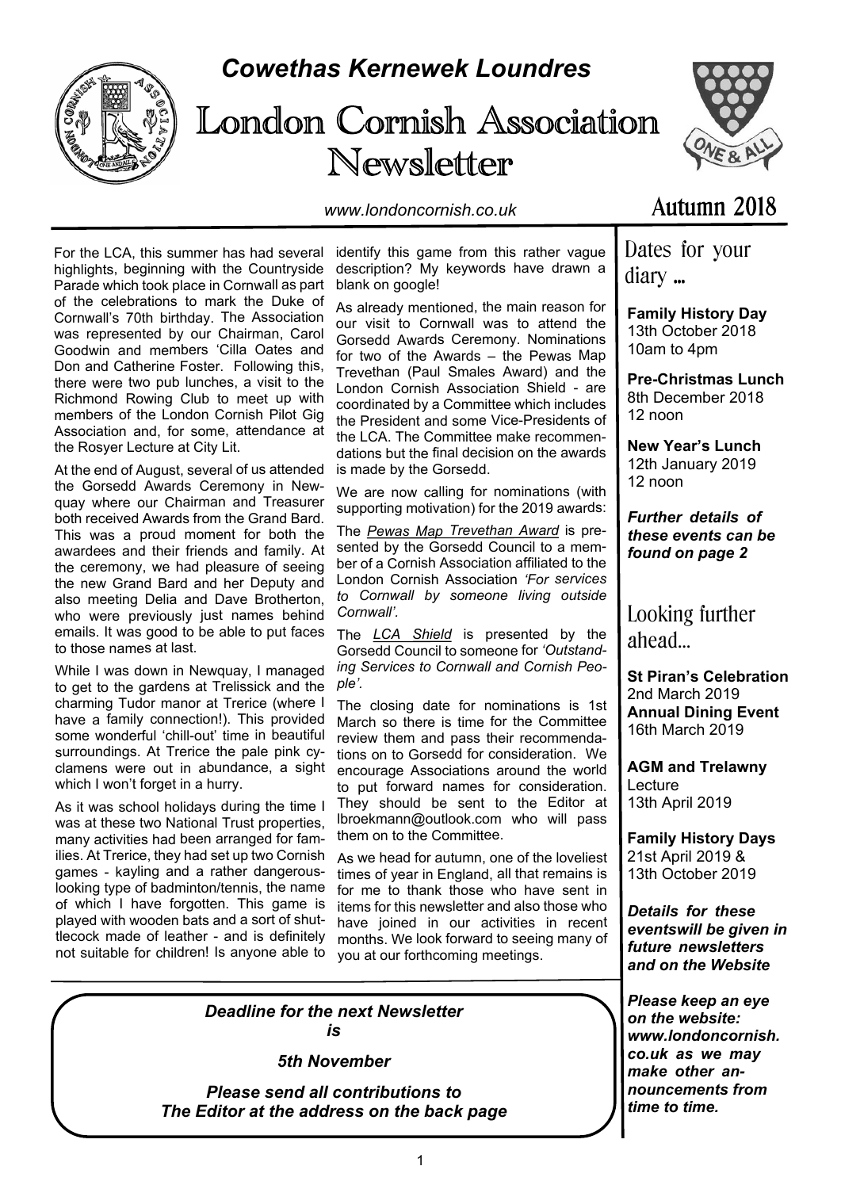# *Cowethas Kernewek Loundres*

# London Cornish Association Newsletter

*www.londoncornish.co.uk*

**Autumn 2018**

For the LCA, this summer has had several highlights, beginning with the Countryside Parade which took place in Cornwall as part of the celebrations to mark the Duke of Cornwall's 70th birthday. The Association was represented by our Chairman, Carol Goodwin and members 'Cilla Oates and Don and Catherine Foster. Following this, there were two pub lunches, a visit to the Richmond Rowing Club to meet up with members of the London Cornish Pilot Gig Association and, for some, attendance at the Rosyer Lecture at City Lit.

At the end of August, several of us attended the Gorsedd Awards Ceremony in Newquay where our Chairman and Treasurer both received Awards from the Grand Bard. This was a proud moment for both the awardees and their friends and family. At the ceremony, we had pleasure of seeing the new Grand Bard and her Deputy and also meeting Delia and Dave Brotherton, who were previously just names behind emails. It was good to be able to put faces to those names at last.

While I was down in Newquay, I managed to get to the gardens at Trelissick and the charming Tudor manor at Trerice (where I have a family connection!). This provided some wonderful 'chill-out' time in beautiful surroundings. At Trerice the pale pink cyclamens were out in abundance, a sight which I won't forget in a hurry.

As it was school holidays during the time I was at these two National Trust properties, many activities had been arranged for families. At Trerice, they had set up two Cornish games - kayling and a rather dangerous-looking type of badminton/tennis, the name of which I have forgotten. This game is played with wooden bats and a sort of shuttlecock made of leather - and is definitely not suitable for children! Is anyone able to identify this game from this rather vague description? My keywords have drawn a blank on google!

As already mentioned, the main reason for our visit to Cornwall was to attend the Gorsedd Awards Ceremony. Nominations for two of the Awards – the Pewas Map Trevethan (Paul Smales Award) and the London Cornish Association Shield - are coordinated by a Committee which includes the President and some Vice-Presidents of the LCA. The Committee make recommendations but the final decision on the awards is made by the Gorsedd.

We are now calling for nominations (with supporting motivation) for the 2019 awards:

The *Pewas Map Trevethan Award* is presented by the Gorsedd Council to a member of a Cornish Association affiliated to the London Cornish Association *'For services to Cornwall by someone living outside Cornwall'.*

The *LCA Shield* is presented by the Gorsedd Council to someone for *'Outstanding Services to Cornwall and Cornish People'.*

The closing date for nominations is 1st March so there is time for the Committee review them and pass their recommendations on to Gorsedd for consideration. We encourage Associations around the world to put forward names for consideration. They should be sent to the Editor at lbroekmann@outlook.com who will pass them on to the Committee.

As we head for autumn, one of the loveliest times of year in England, all that remains is for me to thank those who have sent in items for this newsletter and also those who have joined in our activities in recent months. We look forward to seeing many of you at our forthcoming meetings.

***Deadline for the next Newsletter is***

***5th November***

***Please send all contributions to The Editor at the address on the back page***

## Dates for your diary ...

**Family History Day**
13th October 2018
10am to 4pm

**Pre-Christmas Lunch**
8th December 2018
12 noon

**New Year's Lunch**
12th January 2019
12 noon

***Further details of these events can be found on page 2***

## Looking further ahead...

**St Piran's Celebration**
2nd March 2019
**Annual Dining Event**
16th March 2019

**AGM and Trelawny** Lecture
13th April 2019

**Family History Days**
21st April 2019 &
13th October 2019

***Details for these eventswill be given in future newsletters and on the Website***

***Please keep an eye on the website: www.londoncornish.co.uk as we may make other announcements from time to time.***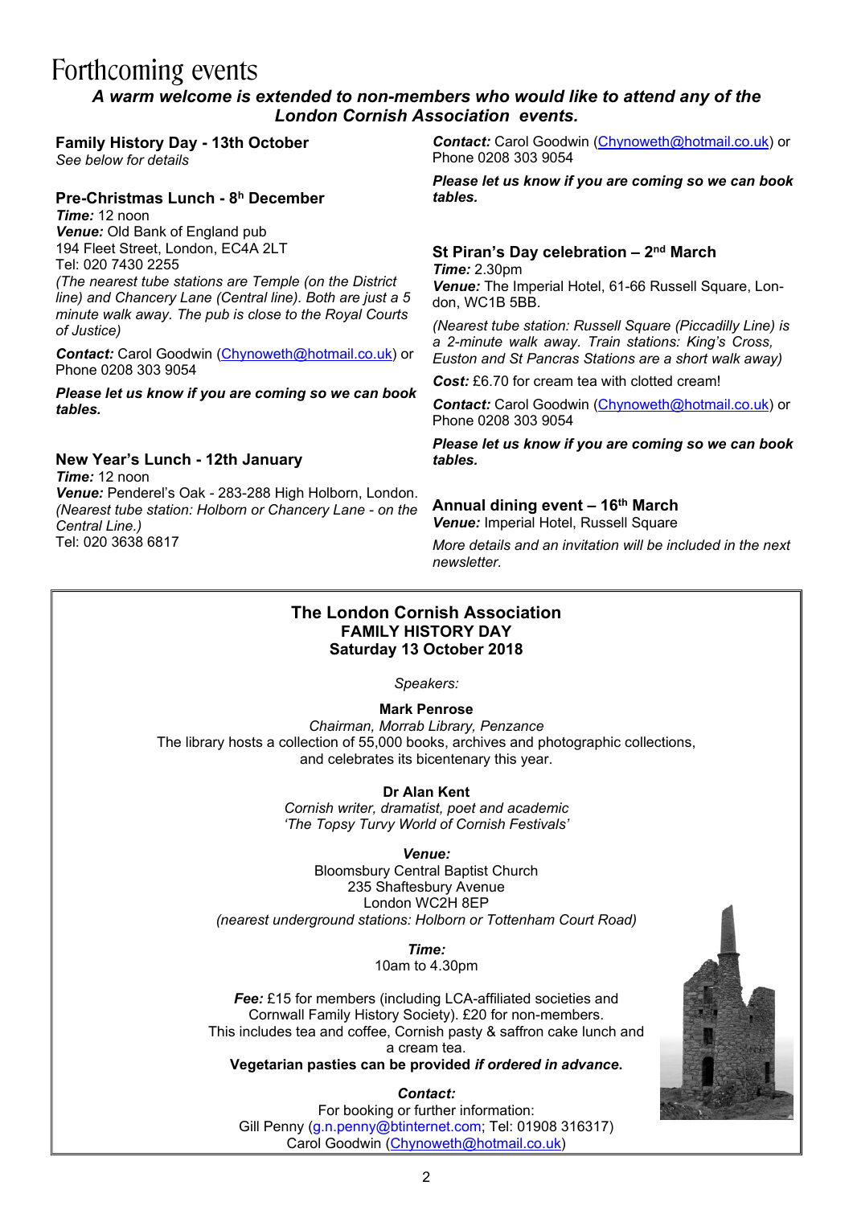# Forthcoming events

***A warm welcome is extended to non-members who would like to attend any of the London Cornish Association events.***

## Family History Day - 13th October

*See below for details*

## Pre-Christmas Lunch - 8h December

***Time:*** 12 noon

***Venue:*** Old Bank of England pub
194 Fleet Street, London, EC4A 2LT
Tel: 020 7430 2255

*(The nearest tube stations are Temple (on the District line) and Chancery Lane (Central line). Both are just a 5 minute walk away. The pub is close to the Royal Courts of Justice)*

***Contact:*** Carol Goodwin (Chynoweth@hotmail.co.uk) or Phone 0208 303 9054

***Please let us know if you are coming so we can book tables.***

## New Year's Lunch - 12th January

***Time:*** 12 noon

***Venue:*** Penderel's Oak - 283-288 High Holborn, London.
*(Nearest tube station: Holborn or Chancery Lane - on the Central Line.)*
Tel: 020 3638 6817

***Contact:*** Carol Goodwin (Chynoweth@hotmail.co.uk) or Phone 0208 303 9054

***Please let us know if you are coming so we can book tables.***

## St Piran's Day celebration – 2nd March

***Time:*** 2.30pm

***Venue:*** The Imperial Hotel, 61-66 Russell Square, London, WC1B 5BB.

*(Nearest tube station: Russell Square (Piccadilly Line) is a 2-minute walk away. Train stations: King's Cross, Euston and St Pancras Stations are a short walk away)*

***Cost:*** £6.70 for cream tea with clotted cream!

***Contact:*** Carol Goodwin (Chynoweth@hotmail.co.uk) or Phone 0208 303 9054

***Please let us know if you are coming so we can book tables.***

## Annual dining event – 16th March

***Venue:*** Imperial Hotel, Russell Square

*More details and an invitation will be included in the next newsletter.*

---

**The London Cornish Association**
**FAMILY HISTORY DAY**
**Saturday 13 October 2018**

*Speakers:*

**Mark Penrose**
*Chairman, Morrab Library, Penzance*
The library hosts a collection of 55,000 books, archives and photographic collections, and celebrates its bicentenary this year.

**Dr Alan Kent**
*Cornish writer, dramatist, poet and academic*
*'The Topsy Turvy World of Cornish Festivals'*

***Venue:***
Bloomsbury Central Baptist Church
235 Shaftesbury Avenue
London WC2H 8EP
*(nearest underground stations: Holborn or Tottenham Court Road)*

***Time:***
10am to 4.30pm

***Fee:*** £15 for members (including LCA-affiliated societies and Cornwall Family History Society). £20 for non-members.
This includes tea and coffee, Cornish pasty & saffron cake lunch and a cream tea.
**Vegetarian pasties can be provided *if ordered in advance*.**

***Contact:***
For booking or further information:
Gill Penny (g.n.penny@btinternet.com; Tel: 01908 316317)
Carol Goodwin (Chynoweth@hotmail.co.uk)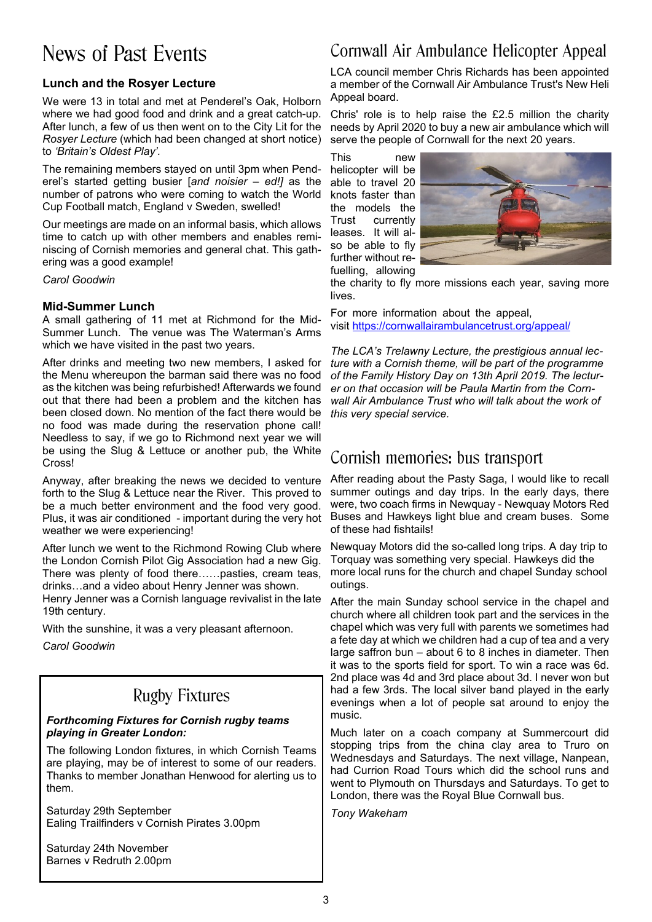# News of Past Events

### Lunch and the Rosyer Lecture

We were 13 in total and met at Penderel's Oak, Holborn where we had good food and drink and a great catch-up. After lunch, a few of us then went on to the City Lit for the *Rosyer Lecture* (which had been changed at short notice) to *'Britain's Oldest Play'.*

The remaining members stayed on until 3pm when Penderel's started getting busier [*and noisier – ed!]* as the number of patrons who were coming to watch the World Cup Football match, England v Sweden, swelled!

Our meetings are made on an informal basis, which allows time to catch up with other members and enables reminiscing of Cornish memories and general chat. This gathering was a good example!

*Carol Goodwin*

### Mid-Summer Lunch

A small gathering of 11 met at Richmond for the Mid-Summer Lunch. The venue was The Waterman's Arms which we have visited in the past two years.

After drinks and meeting two new members, I asked for the Menu whereupon the barman said there was no food as the kitchen was being refurbished! Afterwards we found out that there had been a problem and the kitchen has been closed down. No mention of the fact there would be no food was made during the reservation phone call! Needless to say, if we go to Richmond next year we will be using the Slug & Lettuce or another pub, the White Cross!

Anyway, after breaking the news we decided to venture forth to the Slug & Lettuce near the River. This proved to be a much better environment and the food very good. Plus, it was air conditioned - important during the very hot weather we were experiencing!

After lunch we went to the Richmond Rowing Club where the London Cornish Pilot Gig Association had a new Gig. There was plenty of food there……pasties, cream teas, drinks…and a video about Henry Jenner was shown. Henry Jenner was a Cornish language revivalist in the late 19th century.

With the sunshine, it was a very pleasant afternoon.

*Carol Goodwin*

## Rugby Fixtures

***Forthcoming Fixtures for Cornish rugby teams playing in Greater London:***

The following London fixtures, in which Cornish Teams are playing, may be of interest to some of our readers. Thanks to member Jonathan Henwood for alerting us to them.

Saturday 29th September
Ealing Trailfinders v Cornish Pirates 3.00pm

Saturday 24th November
Barnes v Redruth 2.00pm

# Cornwall Air Ambulance Helicopter Appeal

LCA council member Chris Richards has been appointed a member of the Cornwall Air Ambulance Trust's New Heli Appeal board.

Chris' role is to help raise the £2.5 million the charity needs by April 2020 to buy a new air ambulance which will serve the people of Cornwall for the next 20 years.

This new helicopter will be able to travel 20 knots faster than the models the Trust currently leases. It will also be able to fly further without re-fuelling, allowing the charity to fly more missions each year, saving more lives.

For more information about the appeal, visit https://cornwallairambulancetrust.org/appeal/

*The LCA's Trelawny Lecture, the prestigious annual lecture with a Cornish theme, will be part of the programme of the Family History Day on 13th April 2019. The lecturer on that occasion will be Paula Martin from the Cornwall Air Ambulance Trust who will talk about the work of this very special service.*

# Cornish memories: bus transport

After reading about the Pasty Saga, I would like to recall summer outings and day trips. In the early days, there were, two coach firms in Newquay - Newquay Motors Red Buses and Hawkeys light blue and cream buses. Some of these had fishtails!

Newquay Motors did the so-called long trips. A day trip to Torquay was something very special. Hawkeys did the more local runs for the church and chapel Sunday school outings.

After the main Sunday school service in the chapel and church where all children took part and the services in the chapel which was very full with parents we sometimes had a fete day at which we children had a cup of tea and a very large saffron bun – about 6 to 8 inches in diameter. Then it was to the sports field for sport. To win a race was 6d. 2nd place was 4d and 3rd place about 3d. I never won but had a few 3rds. The local silver band played in the early evenings when a lot of people sat around to enjoy the music.

Much later on a coach company at Summercourt did stopping trips from the china clay area to Truro on Wednesdays and Saturdays. The next village, Nanpean, had Currion Road Tours which did the school runs and went to Plymouth on Thursdays and Saturdays. To get to London, there was the Royal Blue Cornwall bus.

*Tony Wakeham*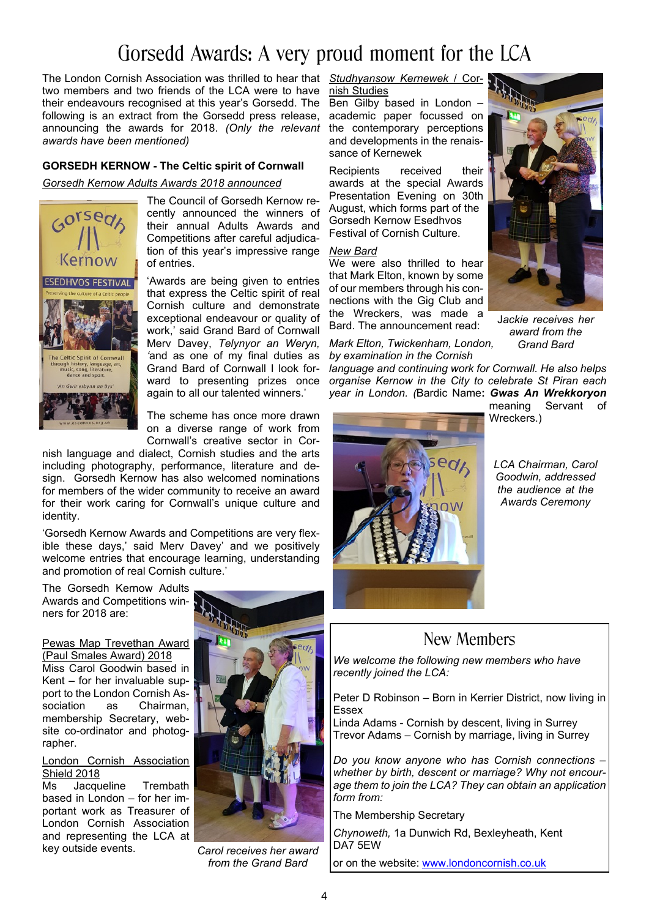# Gorsedd Awards: A very proud moment for the LCA

The London Cornish Association was thrilled to hear that two members and two friends of the LCA were to have their endeavours recognised at this year's Gorsedd. The following is an extract from the Gorsedd press release, announcing the awards for 2018. *(Only the relevant awards have been mentioned)*

**GORSEDH KERNOW - The Celtic spirit of Cornwall**

*Gorsedh Kernow Adults Awards 2018 announced*

The Council of Gorsedh Kernow recently announced the winners of their annual Adults Awards and Competitions after careful adjudication of this year's impressive range of entries.

'Awards are being given to entries that express the Celtic spirit of real Cornish culture and demonstrate exceptional endeavour or quality of work,' said Grand Bard of Cornwall Merv Davey, *Telynyor an Weryn, '*and as one of my final duties as Grand Bard of Cornwall I look forward to presenting prizes once again to all our talented winners.'

The scheme has once more drawn on a diverse range of work from Cornwall's creative sector in Cornish language and dialect, Cornish studies and the arts including photography, performance, literature and design. Gorsedh Kernow has also welcomed nominations for members of the wider community to receive an award for their work caring for Cornwall's unique culture and identity.

'Gorsedh Kernow Awards and Competitions are very flexible these days,' said Merv Davey' and we positively welcome entries that encourage learning, understanding and promotion of real Cornish culture.'

The Gorsedh Kernow Adults Awards and Competitions winners for 2018 are:

Pewas Map Trevethan Award (Paul Smales Award) 2018
Miss Carol Goodwin based in Kent – for her invaluable support to the London Cornish Association as Chairman, membership Secretary, website co-ordinator and photographer.

London Cornish Association Shield 2018
Ms Jacqueline Trembath based in London – for her important work as Treasurer of London Cornish Association and representing the LCA at key outside events.

*Carol receives her award from the Grand Bard*

Studhyansow Kernewek / Cornish Studies
Ben Gilby based in London – academic paper focussed on the contemporary perceptions and developments in the renaissance of Kernewek

Recipients received their awards at the special Awards Presentation Evening on 30th August, which forms part of the Gorsedh Kernow Esedhvos Festival of Cornish Culture.

*Jackie receives her award from the Grand Bard*

New Bard
We were also thrilled to hear that Mark Elton, known by some of our members through his connections with the Gig Club and the Wreckers, was made a Bard. The announcement read:

*Mark Elton, Twickenham, London, by examination in the Cornish language and continuing work for Cornwall. He also helps organise Kernow in the City to celebrate St Piran each year in London. (*Bardic Name**: *Gwas An Wrekkoryon*** meaning Servant of Wreckers.)

*LCA Chairman, Carol Goodwin, addressed the audience at the Awards Ceremony*

## New Members

*We welcome the following new members who have recently joined the LCA:*

Peter D Robinson – Born in Kerrier District, now living in Essex
Linda Adams - Cornish by descent, living in Surrey
Trevor Adams – Cornish by marriage, living in Surrey

*Do you know anyone who has Cornish connections – whether by birth, descent or marriage? Why not encourage them to join the LCA? They can obtain an application form from:*

The Membership Secretary

*Chynoweth,* 1a Dunwich Rd, Bexleyheath, Kent DA7 5EW

or on the website: www.londoncornish.co.uk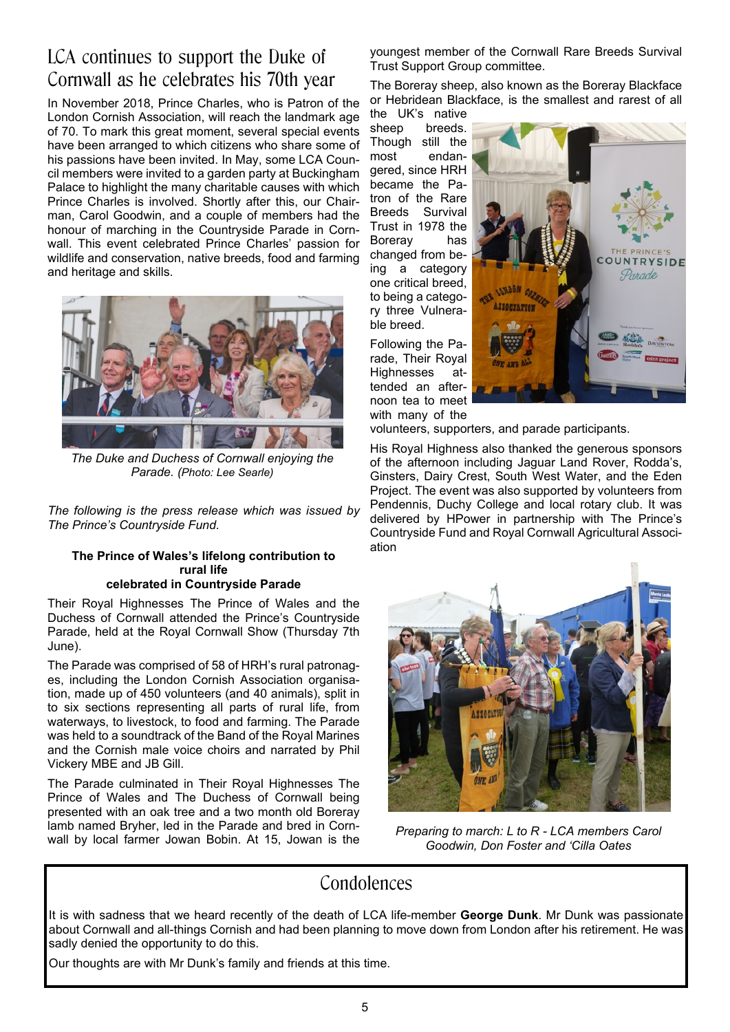# LCA continues to support the Duke of Cornwall as he celebrates his 70th year

In November 2018, Prince Charles, who is Patron of the London Cornish Association, will reach the landmark age of 70. To mark this great moment, several special events have been arranged to which citizens who share some of his passions have been invited. In May, some LCA Council members were invited to a garden party at Buckingham Palace to highlight the many charitable causes with which Prince Charles is involved. Shortly after this, our Chairman, Carol Goodwin, and a couple of members had the honour of marching in the Countryside Parade in Cornwall. This event celebrated Prince Charles' passion for wildlife and conservation, native breeds, food and farming and heritage and skills.

*The Duke and Duchess of Cornwall enjoying the Parade. (Photo: Lee Searle)*

*The following is the press release which was issued by The Prince's Countryside Fund.*

**The Prince of Wales's lifelong contribution to rural life celebrated in Countryside Parade**

Their Royal Highnesses The Prince of Wales and the Duchess of Cornwall attended the Prince's Countryside Parade, held at the Royal Cornwall Show (Thursday 7th June).

The Parade was comprised of 58 of HRH's rural patronages, including the London Cornish Association organisation, made up of 450 volunteers (and 40 animals), split in to six sections representing all parts of rural life, from waterways, to livestock, to food and farming. The Parade was held to a soundtrack of the Band of the Royal Marines and the Cornish male voice choirs and narrated by Phil Vickery MBE and JB Gill.

The Parade culminated in Their Royal Highnesses The Prince of Wales and The Duchess of Cornwall being presented with an oak tree and a two month old Boreray lamb named Bryher, led in the Parade and bred in Cornwall by local farmer Jowan Bobin. At 15, Jowan is the youngest member of the Cornwall Rare Breeds Survival Trust Support Group committee.

The Boreray sheep, also known as the Boreray Blackface or Hebridean Blackface, is the smallest and rarest of all the UK's native sheep breeds. Though still the most endangered, since HRH became the Patron of the Rare Breeds Survival Trust in 1978 the Boreray has changed from being a category one critical breed, to being a category three Vulnerable breed.

Following the Parade, Their Royal Highnesses attended an afternoon tea to meet with many of the volunteers, supporters, and parade participants.

His Royal Highness also thanked the generous sponsors of the afternoon including Jaguar Land Rover, Rodda's, Ginsters, Dairy Crest, South West Water, and the Eden Project. The event was also supported by volunteers from Pendennis, Duchy College and local rotary club. It was delivered by HPower in partnership with The Prince's Countryside Fund and Royal Cornwall Agricultural Association

*Preparing to march: L to R - LCA members Carol Goodwin, Don Foster and 'Cilla Oates*

# Condolences

It is with sadness that we heard recently of the death of LCA life-member **George Dunk**. Mr Dunk was passionate about Cornwall and all-things Cornish and had been planning to move down from London after his retirement. He was sadly denied the opportunity to do this.

Our thoughts are with Mr Dunk's family and friends at this time.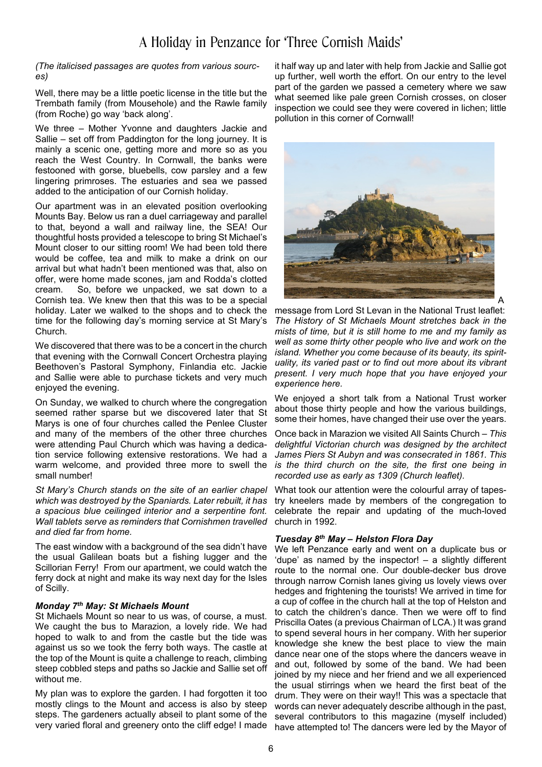# A Holiday in Penzance for 'Three Cornish Maids'

*(The italicised passages are quotes from various sources)*

Well, there may be a little poetic license in the title but the Trembath family (from Mousehole) and the Rawle family (from Roche) go way 'back along'.

We three – Mother Yvonne and daughters Jackie and Sallie – set off from Paddington for the long journey. It is mainly a scenic one, getting more and more so as you reach the West Country. In Cornwall, the banks were festooned with gorse, bluebells, cow parsley and a few lingering primroses. The estuaries and sea we passed added to the anticipation of our Cornish holiday.

Our apartment was in an elevated position overlooking Mounts Bay. Below us ran a duel carriageway and parallel to that, beyond a wall and railway line, the SEA! Our thoughtful hosts provided a telescope to bring St Michael's Mount closer to our sitting room! We had been told there would be coffee, tea and milk to make a drink on our arrival but what hadn't been mentioned was that, also on offer, were home made scones, jam and Rodda's clotted cream. So, before we unpacked, we sat down to a Cornish tea. We knew then that this was to be a special holiday. Later we walked to the shops and to check the time for the following day's morning service at St Mary's Church.

We discovered that there was to be a concert in the church that evening with the Cornwall Concert Orchestra playing Beethoven's Pastoral Symphony, Finlandia etc. Jackie and Sallie were able to purchase tickets and very much enjoyed the evening.

On Sunday, we walked to church where the congregation seemed rather sparse but we discovered later that St Marys is one of four churches called the Penlee Cluster and many of the members of the other three churches were attending Paul Church which was having a dedication service following extensive restorations. We had a warm welcome, and provided three more to swell the small number!

*St Mary's Church stands on the site of an earlier chapel which was destroyed by the Spaniards. Later rebuilt, it has a spacious blue ceilinged interior and a serpentine font. Wall tablets serve as reminders that Cornishmen travelled and died far from home.*

The east window with a background of the sea didn't have the usual Galilean boats but a fishing lugger and the Scillorian Ferry! From our apartment, we could watch the ferry dock at night and make its way next day for the Isles of Scilly.

### *Monday 7th May: St Michaels Mount*

St Michaels Mount so near to us was, of course, a must. We caught the bus to Marazion, a lovely ride. We had hoped to walk to and from the castle but the tide was against us so we took the ferry both ways. The castle at the top of the Mount is quite a challenge to reach, climbing steep cobbled steps and paths so Jackie and Sallie set off without me.

My plan was to explore the garden. I had forgotten it too mostly clings to the Mount and access is also by steep steps. The gardeners actually abseil to plant some of the very varied floral and greenery onto the cliff edge! I made it half way up and later with help from Jackie and Sallie got up further, well worth the effort. On our entry to the level part of the garden we passed a cemetery where we saw what seemed like pale green Cornish crosses, on closer inspection we could see they were covered in lichen; little pollution in this corner of Cornwall!

A message from Lord St Levan in the National Trust leaflet: *The History of St Michaels Mount stretches back in the mists of time, but it is still home to me and my family as well as some thirty other people who live and work on the island. Whether you come because of its beauty, its spirituality, its varied past or to find out more about its vibrant present. I very much hope that you have enjoyed your experience here.*

We enjoyed a short talk from a National Trust worker about those thirty people and how the various buildings, some their homes, have changed their use over the years.

Once back in Marazion we visited All Saints Church – *This delightful Victorian church was designed by the architect James Piers St Aubyn and was consecrated in 1861. This is the third church on the site, the first one being in recorded use as early as 1309 (Church leaflet).*

What took our attention were the colourful array of tapestry kneelers made by members of the congregation to celebrate the repair and updating of the much-loved church in 1992.

### *Tuesday 8th May – Helston Flora Day*

We left Penzance early and went on a duplicate bus or 'dupe' as named by the inspector! – a slightly different route to the normal one. Our double-decker bus drove through narrow Cornish lanes giving us lovely views over hedges and frightening the tourists! We arrived in time for a cup of coffee in the church hall at the top of Helston and to catch the children's dance. Then we were off to find Priscilla Oates (a previous Chairman of LCA.) It was grand to spend several hours in her company. With her superior knowledge she knew the best place to view the main dance near one of the stops where the dancers weave in and out, followed by some of the band. We had been joined by my niece and her friend and we all experienced the usual stirrings when we heard the first beat of the drum. They were on their way!! This was a spectacle that words can never adequately describe although in the past, several contributors to this magazine (myself included) have attempted to! The dancers were led by the Mayor of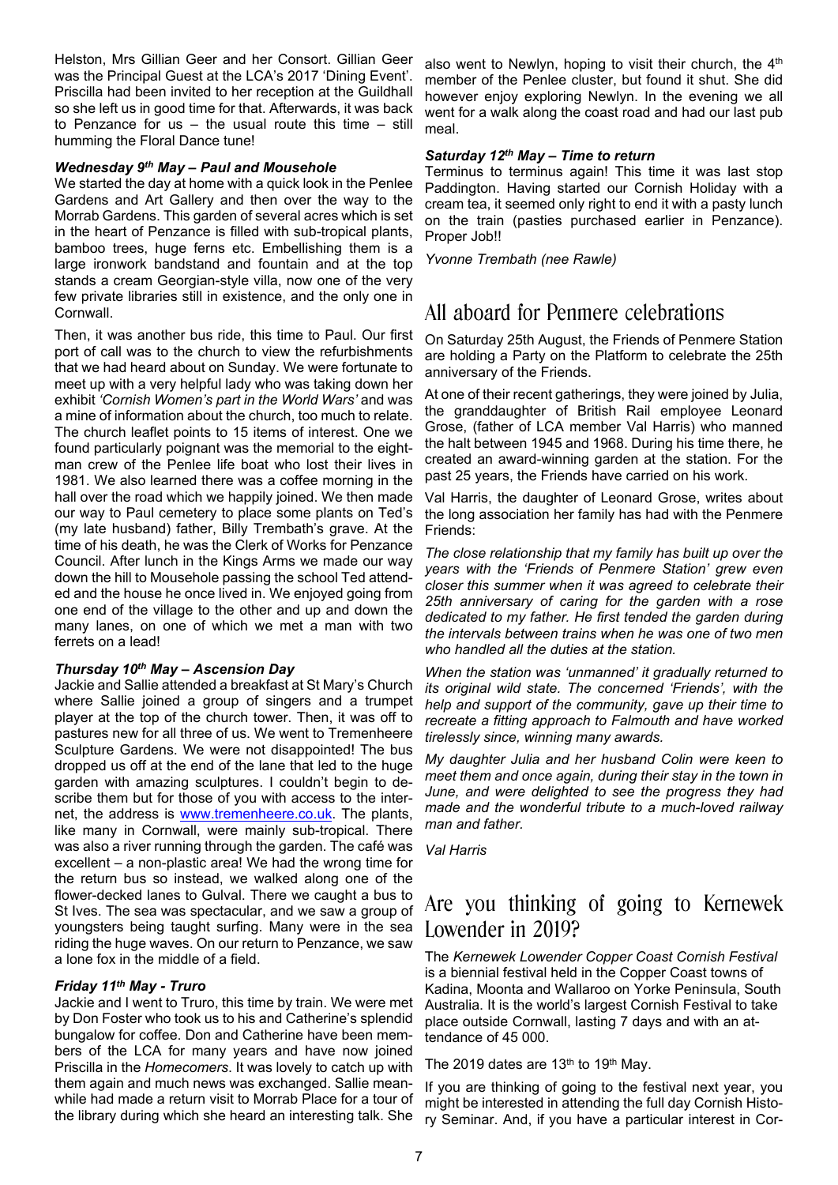Helston, Mrs Gillian Geer and her Consort. Gillian Geer was the Principal Guest at the LCA's 2017 'Dining Event'. Priscilla had been invited to her reception at the Guildhall so she left us in good time for that. Afterwards, it was back to Penzance for us – the usual route this time – still humming the Floral Dance tune!

***Wednesday 9th May – Paul and Mousehole***

We started the day at home with a quick look in the Penlee Gardens and Art Gallery and then over the way to the Morrab Gardens. This garden of several acres which is set in the heart of Penzance is filled with sub-tropical plants, bamboo trees, huge ferns etc. Embellishing them is a large ironwork bandstand and fountain and at the top stands a cream Georgian-style villa, now one of the very few private libraries still in existence, and the only one in Cornwall.

Then, it was another bus ride, this time to Paul. Our first port of call was to the church to view the refurbishments that we had heard about on Sunday. We were fortunate to meet up with a very helpful lady who was taking down her exhibit *'Cornish Women's part in the World Wars'* and was a mine of information about the church, too much to relate. The church leaflet points to 15 items of interest. One we found particularly poignant was the memorial to the eight-man crew of the Penlee life boat who lost their lives in 1981. We also learned there was a coffee morning in the hall over the road which we happily joined. We then made our way to Paul cemetery to place some plants on Ted's (my late husband) father, Billy Trembath's grave. At the time of his death, he was the Clerk of Works for Penzance Council. After lunch in the Kings Arms we made our way down the hill to Mousehole passing the school Ted attended and the house he once lived in. We enjoyed going from one end of the village to the other and up and down the many lanes, on one of which we met a man with two ferrets on a lead!

***Thursday 10th May – Ascension Day***

Jackie and Sallie attended a breakfast at St Mary's Church where Sallie joined a group of singers and a trumpet player at the top of the church tower. Then, it was off to pastures new for all three of us. We went to Tremenheere Sculpture Gardens. We were not disappointed! The bus dropped us off at the end of the lane that led to the huge garden with amazing sculptures. I couldn't begin to describe them but for those of you with access to the internet, the address is www.tremenheere.co.uk. The plants, like many in Cornwall, were mainly sub-tropical. There was also a river running through the garden. The café was excellent – a non-plastic area! We had the wrong time for the return bus so instead, we walked along one of the flower-decked lanes to Gulval. There we caught a bus to St Ives. The sea was spectacular, and we saw a group of youngsters being taught surfing. Many were in the sea riding the huge waves. On our return to Penzance, we saw a lone fox in the middle of a field.

***Friday 11th May - Truro***

Jackie and I went to Truro, this time by train. We were met by Don Foster who took us to his and Catherine's splendid bungalow for coffee. Don and Catherine have been members of the LCA for many years and have now joined Priscilla in the *Homecomers*. It was lovely to catch up with them again and much news was exchanged. Sallie meanwhile had made a return visit to Morrab Place for a tour of the library during which she heard an interesting talk. She also went to Newlyn, hoping to visit their church, the 4th member of the Penlee cluster, but found it shut. She did however enjoy exploring Newlyn. In the evening we all went for a walk along the coast road and had our last pub meal.

***Saturday 12th May – Time to return***

Terminus to terminus again! This time it was last stop Paddington. Having started our Cornish Holiday with a cream tea, it seemed only right to end it with a pasty lunch on the train (pasties purchased earlier in Penzance). Proper Job!!

*Yvonne Trembath (nee Rawle)*

# All aboard for Penmere celebrations

On Saturday 25th August, the Friends of Penmere Station are holding a Party on the Platform to celebrate the 25th anniversary of the Friends.

At one of their recent gatherings, they were joined by Julia, the granddaughter of British Rail employee Leonard Grose, (father of LCA member Val Harris) who manned the halt between 1945 and 1968. During his time there, he created an award-winning garden at the station. For the past 25 years, the Friends have carried on his work.

Val Harris, the daughter of Leonard Grose, writes about the long association her family has had with the Penmere Friends:

*The close relationship that my family has built up over the years with the 'Friends of Penmere Station' grew even closer this summer when it was agreed to celebrate their 25th anniversary of caring for the garden with a rose dedicated to my father. He first tended the garden during the intervals between trains when he was one of two men who handled all the duties at the station.*

*When the station was 'unmanned' it gradually returned to its original wild state. The concerned 'Friends', with the help and support of the community, gave up their time to recreate a fitting approach to Falmouth and have worked tirelessly since, winning many awards.*

*My daughter Julia and her husband Colin were keen to meet them and once again, during their stay in the town in June, and were delighted to see the progress they had made and the wonderful tribute to a much-loved railway man and father.*

*Val Harris*

# Are you thinking of going to Kernewek Lowender in 2019?

The *Kernewek Lowender Copper Coast Cornish Festival* is a biennial festival held in the Copper Coast towns of Kadina, Moonta and Wallaroo on Yorke Peninsula, South Australia. It is the world's largest Cornish Festival to take place outside Cornwall, lasting 7 days and with an attendance of 45 000.

The 2019 dates are 13th to 19th May.

If you are thinking of going to the festival next year, you might be interested in attending the full day Cornish History Seminar. And, if you have a particular interest in Cor-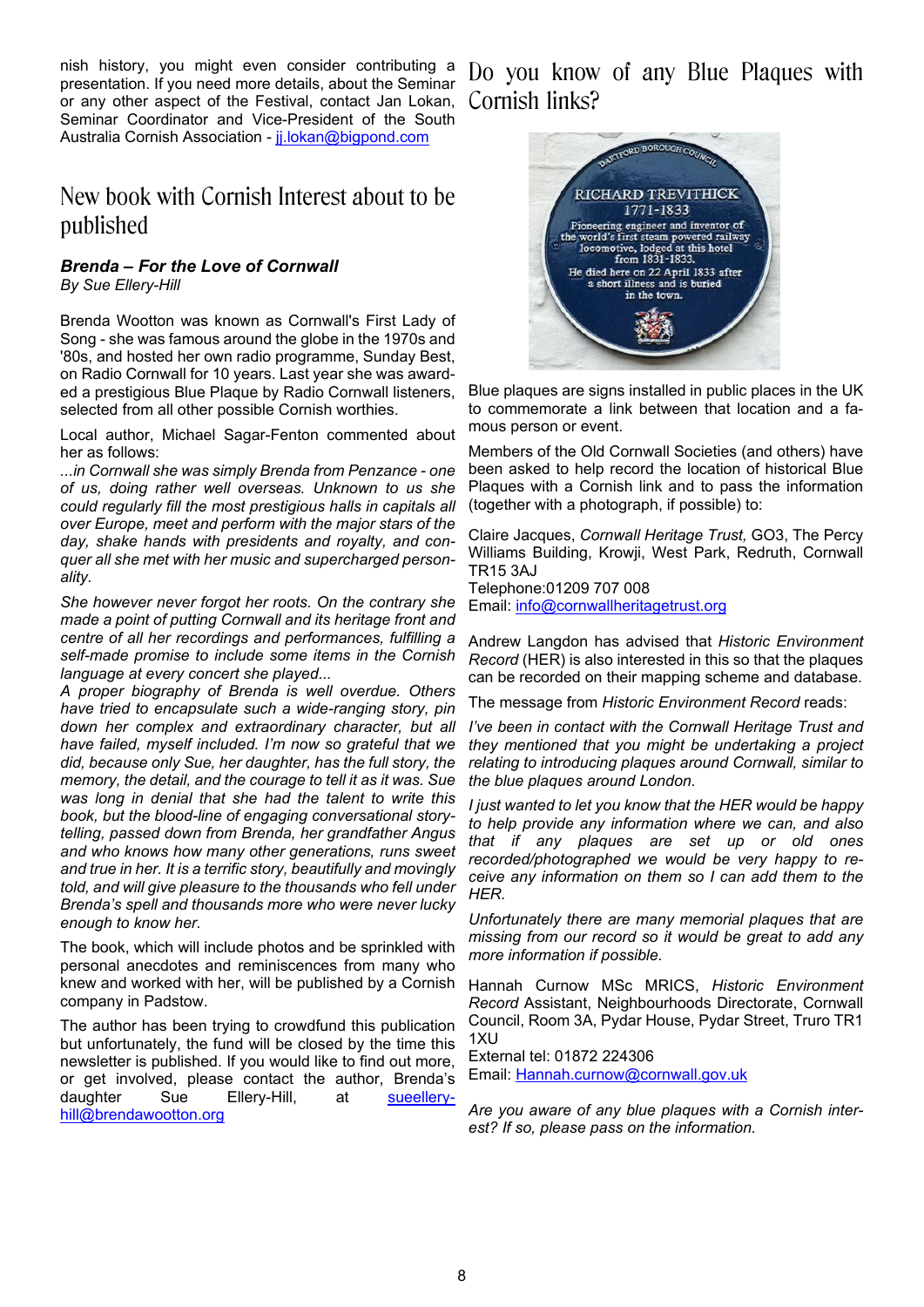nish history, you might even consider contributing a presentation. If you need more details, about the Seminar or any other aspect of the Festival, contact Jan Lokan, Seminar Coordinator and Vice-President of the South Australia Cornish Association - jj.lokan@bigpond.com

## New book with Cornish Interest about to be published

***Brenda – For the Love of Cornwall***
*By Sue Ellery-Hill*

Brenda Wootton was known as Cornwall's First Lady of Song - she was famous around the globe in the 1970s and '80s, and hosted her own radio programme, Sunday Best, on Radio Cornwall for 10 years. Last year she was awarded a prestigious Blue Plaque by Radio Cornwall listeners, selected from all other possible Cornish worthies.

Local author, Michael Sagar-Fenton commented about her as follows:

*...in Cornwall she was simply Brenda from Penzance - one of us, doing rather well overseas. Unknown to us she could regularly fill the most prestigious halls in capitals all over Europe, meet and perform with the major stars of the day, shake hands with presidents and royalty, and conquer all she met with her music and supercharged personality.*

*She however never forgot her roots. On the contrary she made a point of putting Cornwall and its heritage front and centre of all her recordings and performances, fulfilling a self-made promise to include some items in the Cornish language at every concert she played...*

*A proper biography of Brenda is well overdue. Others have tried to encapsulate such a wide-ranging story, pin down her complex and extraordinary character, but all have failed, myself included. I'm now so grateful that we did, because only Sue, her daughter, has the full story, the memory, the detail, and the courage to tell it as it was. Sue was long in denial that she had the talent to write this book, but the blood-line of engaging conversational storytelling, passed down from Brenda, her grandfather Angus and who knows how many other generations, runs sweet and true in her. It is a terrific story, beautifully and movingly told, and will give pleasure to the thousands who fell under Brenda's spell and thousands more who were never lucky enough to know her.*

The book, which will include photos and be sprinkled with personal anecdotes and reminiscences from many who knew and worked with her, will be published by a Cornish company in Padstow.

The author has been trying to crowdfund this publication but unfortunately, the fund will be closed by the time this newsletter is published. If you would like to find out more, or get involved, please contact the author, Brenda's daughter Sue Ellery-Hill, at sueellery-hill@brendawootton.org

## Do you know of any Blue Plaques with Cornish links?

DARTFORD BOROUGH COUNCIL
RICHARD TREVITHICK
1771-1833
Pioneering engineer and inventor of the world's first steam powered railway locomotive, lodged at this hotel from 1831-1833.
He died here on 22 April 1833 after a short illness and is buried in the town.

Blue plaques are signs installed in public places in the UK to commemorate a link between that location and a famous person or event.

Members of the Old Cornwall Societies (and others) have been asked to help record the location of historical Blue Plaques with a Cornish link and to pass the information (together with a photograph, if possible) to:

Claire Jacques, *Cornwall Heritage Trust,* GO3, The Percy Williams Building, Krowji, West Park, Redruth, Cornwall TR15 3AJ
Telephone:01209 707 008
Email: info@cornwallheritagetrust.org

Andrew Langdon has advised that *Historic Environment Record* (HER) is also interested in this so that the plaques can be recorded on their mapping scheme and database.

The message from *Historic Environment Record* reads:

*I've been in contact with the Cornwall Heritage Trust and they mentioned that you might be undertaking a project relating to introducing plaques around Cornwall, similar to the blue plaques around London.*

*I just wanted to let you know that the HER would be happy to help provide any information where we can, and also that if any plaques are set up or old ones recorded/photographed we would be very happy to receive any information on them so I can add them to the HER.*

*Unfortunately there are many memorial plaques that are missing from our record so it would be great to add any more information if possible.*

Hannah Curnow MSc MRICS, *Historic Environment Record* Assistant, Neighbourhoods Directorate, Cornwall Council, Room 3A, Pydar House, Pydar Street, Truro TR1 1XU
External tel: 01872 224306
Email: Hannah.curnow@cornwall.gov.uk

*Are you aware of any blue plaques with a Cornish interest? If so, please pass on the information.*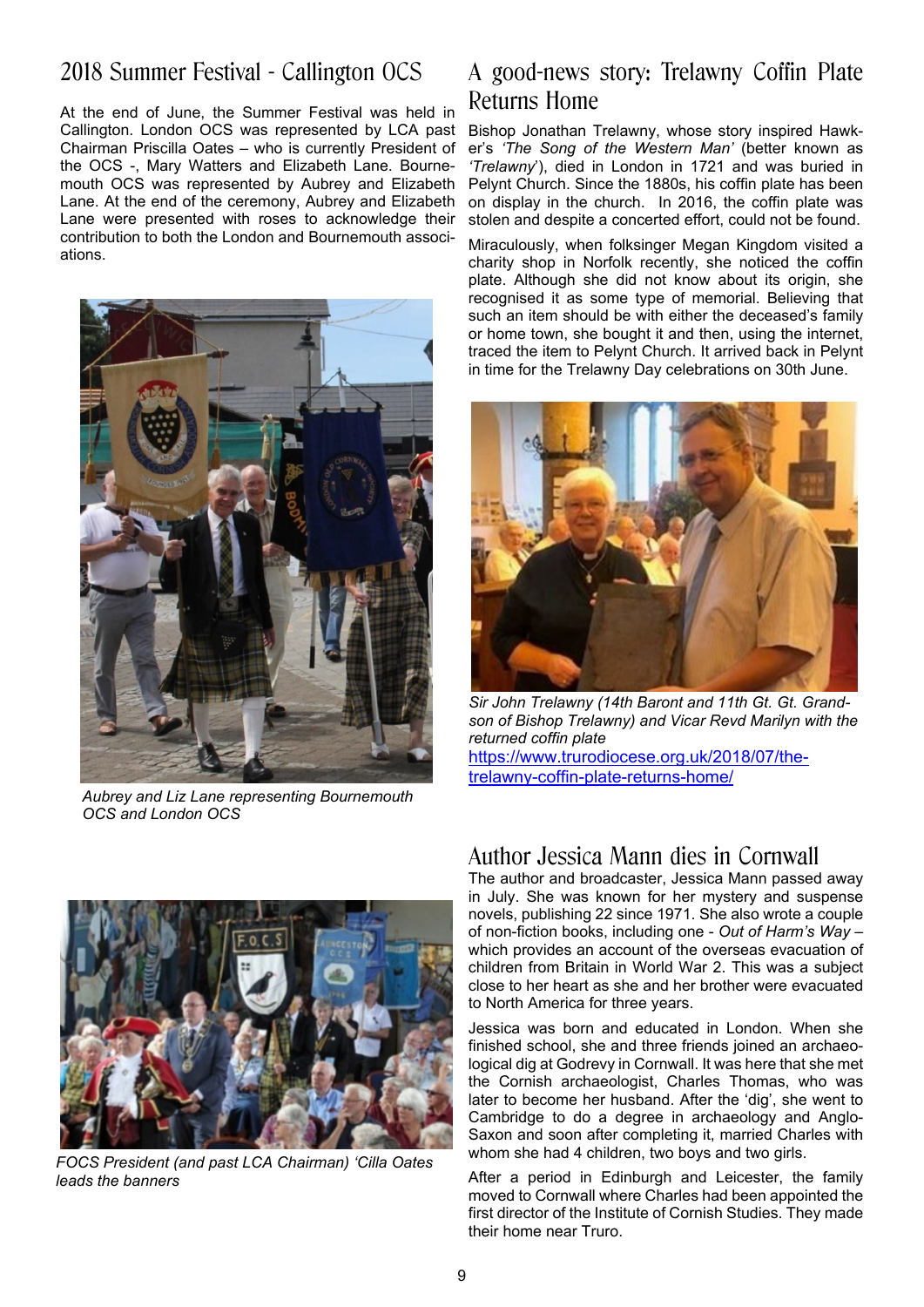## 2018 Summer Festival - Callington OCS

At the end of June, the Summer Festival was held in Callington. London OCS was represented by LCA past Chairman Priscilla Oates – who is currently President of the OCS -, Mary Watters and Elizabeth Lane. Bournemouth OCS was represented by Aubrey and Elizabeth Lane. At the end of the ceremony, Aubrey and Elizabeth Lane were presented with roses to acknowledge their contribution to both the London and Bournemouth associations.

*Aubrey and Liz Lane representing Bournemouth OCS and London OCS*

*FOCS President (and past LCA Chairman) 'Cilla Oates leads the banners*

## A good-news story: Trelawny Coffin Plate Returns Home

Bishop Jonathan Trelawny, whose story inspired Hawker's *'The Song of the Western Man'* (better known as *'Trelawny'*), died in London in 1721 and was buried in Pelynt Church. Since the 1880s, his coffin plate has been on display in the church. In 2016, the coffin plate was stolen and despite a concerted effort, could not be found.

Miraculously, when folksinger Megan Kingdom visited a charity shop in Norfolk recently, she noticed the coffin plate. Although she did not know about its origin, she recognised it as some type of memorial. Believing that such an item should be with either the deceased's family or home town, she bought it and then, using the internet, traced the item to Pelynt Church. It arrived back in Pelynt in time for the Trelawny Day celebrations on 30th June.

*Sir John Trelawny (14th Baront and 11th Gt. Gt. Grandson of Bishop Trelawny) and Vicar Revd Marilyn with the returned coffin plate*

https://www.trurodiocese.org.uk/2018/07/the-trelawny-coffin-plate-returns-home/

## Author Jessica Mann dies in Cornwall

The author and broadcaster, Jessica Mann passed away in July. She was known for her mystery and suspense novels, publishing 22 since 1971. She also wrote a couple of non-fiction books, including one - *Out of Harm's Way* – which provides an account of the overseas evacuation of children from Britain in World War 2. This was a subject close to her heart as she and her brother were evacuated to North America for three years.

Jessica was born and educated in London. When she finished school, she and three friends joined an archaeological dig at Godrevy in Cornwall. It was here that she met the Cornish archaeologist, Charles Thomas, who was later to become her husband. After the 'dig', she went to Cambridge to do a degree in archaeology and Anglo-Saxon and soon after completing it, married Charles with whom she had 4 children, two boys and two girls.

After a period in Edinburgh and Leicester, the family moved to Cornwall where Charles had been appointed the first director of the Institute of Cornish Studies. They made their home near Truro.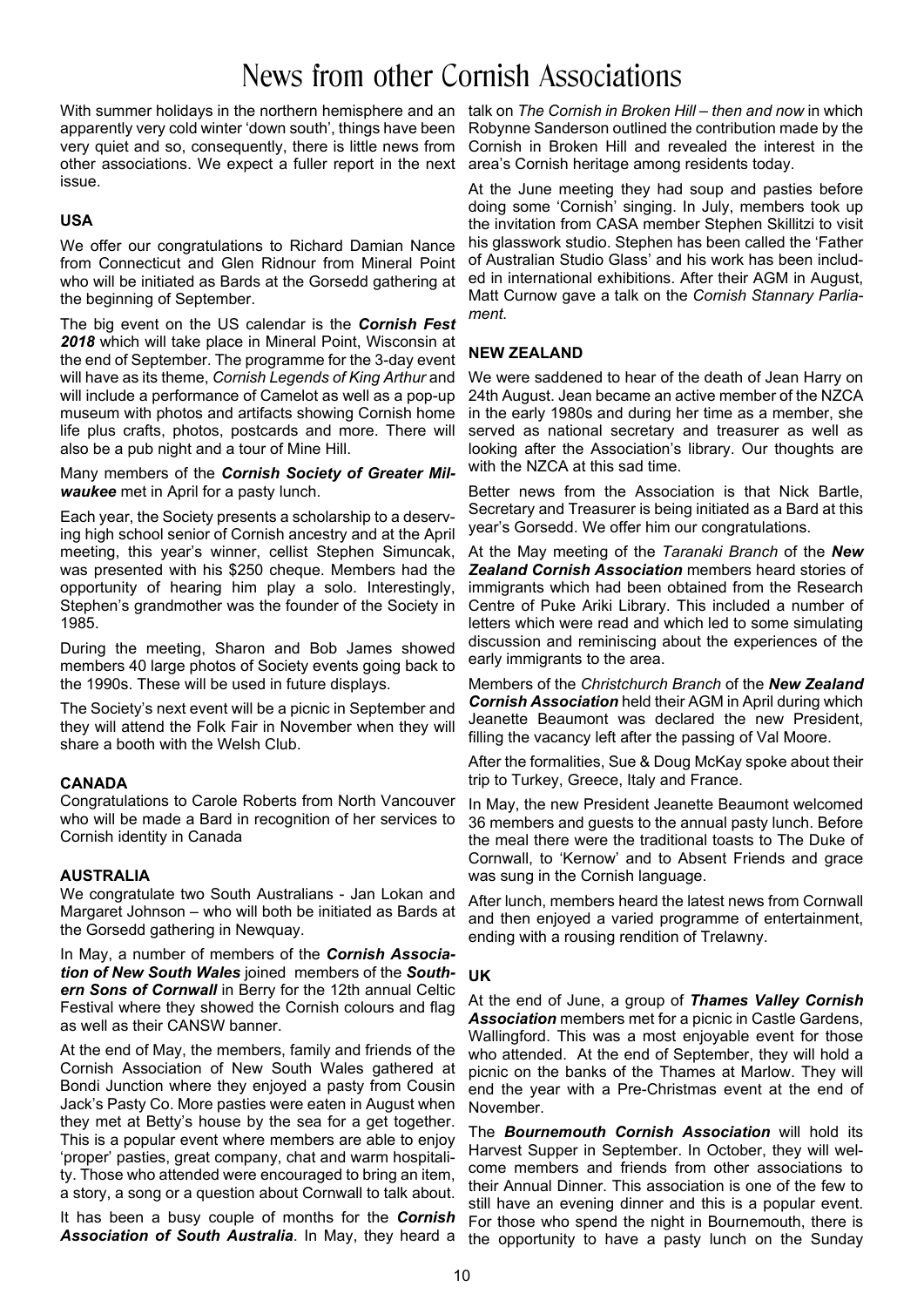# News from other Cornish Associations

With summer holidays in the northern hemisphere and an apparently very cold winter 'down south', things have been very quiet and so, consequently, there is little news from other associations. We expect a fuller report in the next issue.

### USA

We offer our congratulations to Richard Damian Nance from Connecticut and Glen Ridnour from Mineral Point who will be initiated as Bards at the Gorsedd gathering at the beginning of September.

The big event on the US calendar is the ***Cornish Fest 2018*** which will take place in Mineral Point, Wisconsin at the end of September. The programme for the 3-day event will have as its theme, *Cornish Legends of King Arthur* and will include a performance of Camelot as well as a pop-up museum with photos and artifacts showing Cornish home life plus crafts, photos, postcards and more. There will also be a pub night and a tour of Mine Hill.

Many members of the ***Cornish Society of Greater Milwaukee*** met in April for a pasty lunch.

Each year, the Society presents a scholarship to a deserving high school senior of Cornish ancestry and at the April meeting, this year's winner, cellist Stephen Simuncak, was presented with his $250 cheque. Members had the opportunity of hearing him play a solo. Interestingly, Stephen's grandmother was the founder of the Society in 1985.

During the meeting, Sharon and Bob James showed members 40 large photos of Society events going back to the 1990s. These will be used in future displays.

The Society's next event will be a picnic in September and they will attend the Folk Fair in November when they will share a booth with the Welsh Club.

### CANADA

Congratulations to Carole Roberts from North Vancouver who will be made a Bard in recognition of her services to Cornish identity in Canada

### AUSTRALIA

We congratulate two South Australians - Jan Lokan and Margaret Johnson – who will both be initiated as Bards at the Gorsedd gathering in Newquay.

In May, a number of members of the ***Cornish Association of New South Wales*** joined members of the ***Southern Sons of Cornwall*** in Berry for the 12th annual Celtic Festival where they showed the Cornish colours and flag as well as their CANSW banner.

At the end of May, the members, family and friends of the Cornish Association of New South Wales gathered at Bondi Junction where they enjoyed a pasty from Cousin Jack's Pasty Co. More pasties were eaten in August when they met at Betty's house by the sea for a get together. This is a popular event where members are able to enjoy 'proper' pasties, great company, chat and warm hospitality. Those who attended were encouraged to bring an item, a story, a song or a question about Cornwall to talk about.

It has been a busy couple of months for the ***Cornish Association of South Australia***. In May, they heard a talk on *The Cornish in Broken Hill – then and now* in which Robynne Sanderson outlined the contribution made by the Cornish in Broken Hill and revealed the interest in the area's Cornish heritage among residents today.

At the June meeting they had soup and pasties before doing some 'Cornish' singing. In July, members took up the invitation from CASA member Stephen Skillitzi to visit his glasswork studio. Stephen has been called the 'Father of Australian Studio Glass' and his work has been included in international exhibitions. After their AGM in August, Matt Curnow gave a talk on the *Cornish Stannary Parliament.*

### NEW ZEALAND

We were saddened to hear of the death of Jean Harry on 24th August. Jean became an active member of the NZCA in the early 1980s and during her time as a member, she served as national secretary and treasurer as well as looking after the Association's library. Our thoughts are with the NZCA at this sad time.

Better news from the Association is that Nick Bartle, Secretary and Treasurer is being initiated as a Bard at this year's Gorsedd. We offer him our congratulations.

At the May meeting of the *Taranaki Branch* of the ***New Zealand Cornish Association*** members heard stories of immigrants which had been obtained from the Research Centre of Puke Ariki Library. This included a number of letters which were read and which led to some simulating discussion and reminiscing about the experiences of the early immigrants to the area.

Members of the *Christchurch Branch* of the ***New Zealand Cornish Association*** held their AGM in April during which Jeanette Beaumont was declared the new President, filling the vacancy left after the passing of Val Moore.

After the formalities, Sue & Doug McKay spoke about their trip to Turkey, Greece, Italy and France.

In May, the new President Jeanette Beaumont welcomed 36 members and guests to the annual pasty lunch. Before the meal there were the traditional toasts to The Duke of Cornwall, to 'Kernow' and to Absent Friends and grace was sung in the Cornish language.

After lunch, members heard the latest news from Cornwall and then enjoyed a varied programme of entertainment, ending with a rousing rendition of Trelawny.

### UK

At the end of June, a group of ***Thames Valley Cornish Association*** members met for a picnic in Castle Gardens, Wallingford. This was a most enjoyable event for those who attended. At the end of September, they will hold a picnic on the banks of the Thames at Marlow. They will end the year with a Pre-Christmas event at the end of November.

The ***Bournemouth Cornish Association*** will hold its Harvest Supper in September. In October, they will welcome members and friends from other associations to their Annual Dinner. This association is one of the few to still have an evening dinner and this is a popular event. For those who spend the night in Bournemouth, there is the opportunity to have a pasty lunch on the Sunday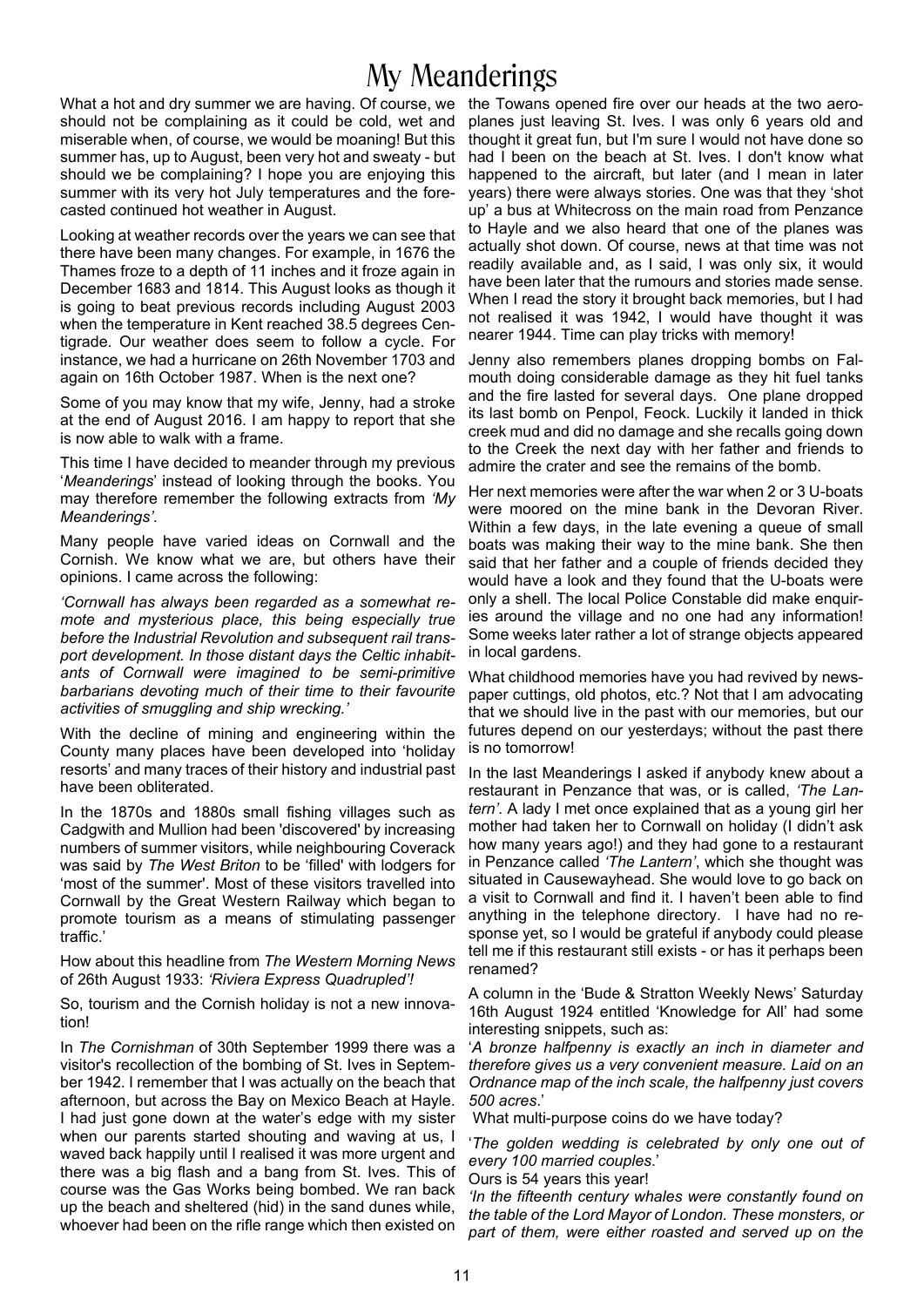# My Meanderings

What a hot and dry summer we are having. Of course, we should not be complaining as it could be cold, wet and miserable when, of course, we would be moaning! But this summer has, up to August, been very hot and sweaty - but should we be complaining? I hope you are enjoying this summer with its very hot July temperatures and the forecasted continued hot weather in August.

Looking at weather records over the years we can see that there have been many changes. For example, in 1676 the Thames froze to a depth of 11 inches and it froze again in December 1683 and 1814. This August looks as though it is going to beat previous records including August 2003 when the temperature in Kent reached 38.5 degrees Centigrade. Our weather does seem to follow a cycle. For instance, we had a hurricane on 26th November 1703 and again on 16th October 1987. When is the next one?

Some of you may know that my wife, Jenny, had a stroke at the end of August 2016. I am happy to report that she is now able to walk with a frame.

This time I have decided to meander through my previous '*Meanderings*' instead of looking through the books. You may therefore remember the following extracts from *'My Meanderings'*.

Many people have varied ideas on Cornwall and the Cornish. We know what we are, but others have their opinions. I came across the following:

*'Cornwall has always been regarded as a somewhat remote and mysterious place, this being especially true before the Industrial Revolution and subsequent rail transport development. In those distant days the Celtic inhabitants of Cornwall were imagined to be semi-primitive barbarians devoting much of their time to their favourite activities of smuggling and ship wrecking.'*

With the decline of mining and engineering within the County many places have been developed into 'holiday resorts' and many traces of their history and industrial past have been obliterated.

In the 1870s and 1880s small fishing villages such as Cadgwith and Mullion had been 'discovered' by increasing numbers of summer visitors, while neighbouring Coverack was said by *The West Briton* to be 'filled' with lodgers for 'most of the summer'. Most of these visitors travelled into Cornwall by the Great Western Railway which began to promote tourism as a means of stimulating passenger traffic.'

How about this headline from *The Western Morning News* of 26th August 1933: *'Riviera Express Quadrupled'!*

So, tourism and the Cornish holiday is not a new innovation!

In *The Cornishman* of 30th September 1999 there was a visitor's recollection of the bombing of St. Ives in September 1942. I remember that I was actually on the beach that afternoon, but across the Bay on Mexico Beach at Hayle. I had just gone down at the water's edge with my sister when our parents started shouting and waving at us, I waved back happily until I realised it was more urgent and there was a big flash and a bang from St. Ives. This of course was the Gas Works being bombed. We ran back up the beach and sheltered (hid) in the sand dunes while, whoever had been on the rifle range which then existed on the Towans opened fire over our heads at the two aeroplanes just leaving St. Ives. I was only 6 years old and thought it great fun, but I'm sure I would not have done so had I been on the beach at St. Ives. I don't know what happened to the aircraft, but later (and I mean in later years) there were always stories. One was that they 'shot up' a bus at Whitecross on the main road from Penzance to Hayle and we also heard that one of the planes was actually shot down. Of course, news at that time was not readily available and, as I said, I was only six, it would have been later that the rumours and stories made sense. When I read the story it brought back memories, but I had not realised it was 1942, I would have thought it was nearer 1944. Time can play tricks with memory!

Jenny also remembers planes dropping bombs on Falmouth doing considerable damage as they hit fuel tanks and the fire lasted for several days. One plane dropped its last bomb on Penpol, Feock. Luckily it landed in thick creek mud and did no damage and she recalls going down to the Creek the next day with her father and friends to admire the crater and see the remains of the bomb.

Her next memories were after the war when 2 or 3 U-boats were moored on the mine bank in the Devoran River. Within a few days, in the late evening a queue of small boats was making their way to the mine bank. She then said that her father and a couple of friends decided they would have a look and they found that the U-boats were only a shell. The local Police Constable did make enquiries around the village and no one had any information! Some weeks later rather a lot of strange objects appeared in local gardens.

What childhood memories have you had revived by newspaper cuttings, old photos, etc.? Not that I am advocating that we should live in the past with our memories, but our futures depend on our yesterdays; without the past there is no tomorrow!

In the last Meanderings I asked if anybody knew about a restaurant in Penzance that was, or is called, *'The Lantern'*. A lady I met once explained that as a young girl her mother had taken her to Cornwall on holiday (I didn't ask how many years ago!) and they had gone to a restaurant in Penzance called *'The Lantern'*, which she thought was situated in Causewayhead. She would love to go back on a visit to Cornwall and find it. I haven't been able to find anything in the telephone directory. I have had no response yet, so I would be grateful if anybody could please tell me if this restaurant still exists - or has it perhaps been renamed?

A column in the 'Bude & Stratton Weekly News' Saturday 16th August 1924 entitled 'Knowledge for All' had some interesting snippets, such as:

'*A bronze halfpenny is exactly an inch in diameter and therefore gives us a very convenient measure. Laid on an Ordnance map of the inch scale, the halfpenny just covers 500 acres*.'

What multi-purpose coins do we have today?

'*The golden wedding is celebrated by only one out of every 100 married couples*.'

Ours is 54 years this year!

*'In the fifteenth century whales were constantly found on the table of the Lord Mayor of London. These monsters, or part of them, were either roasted and served up on the*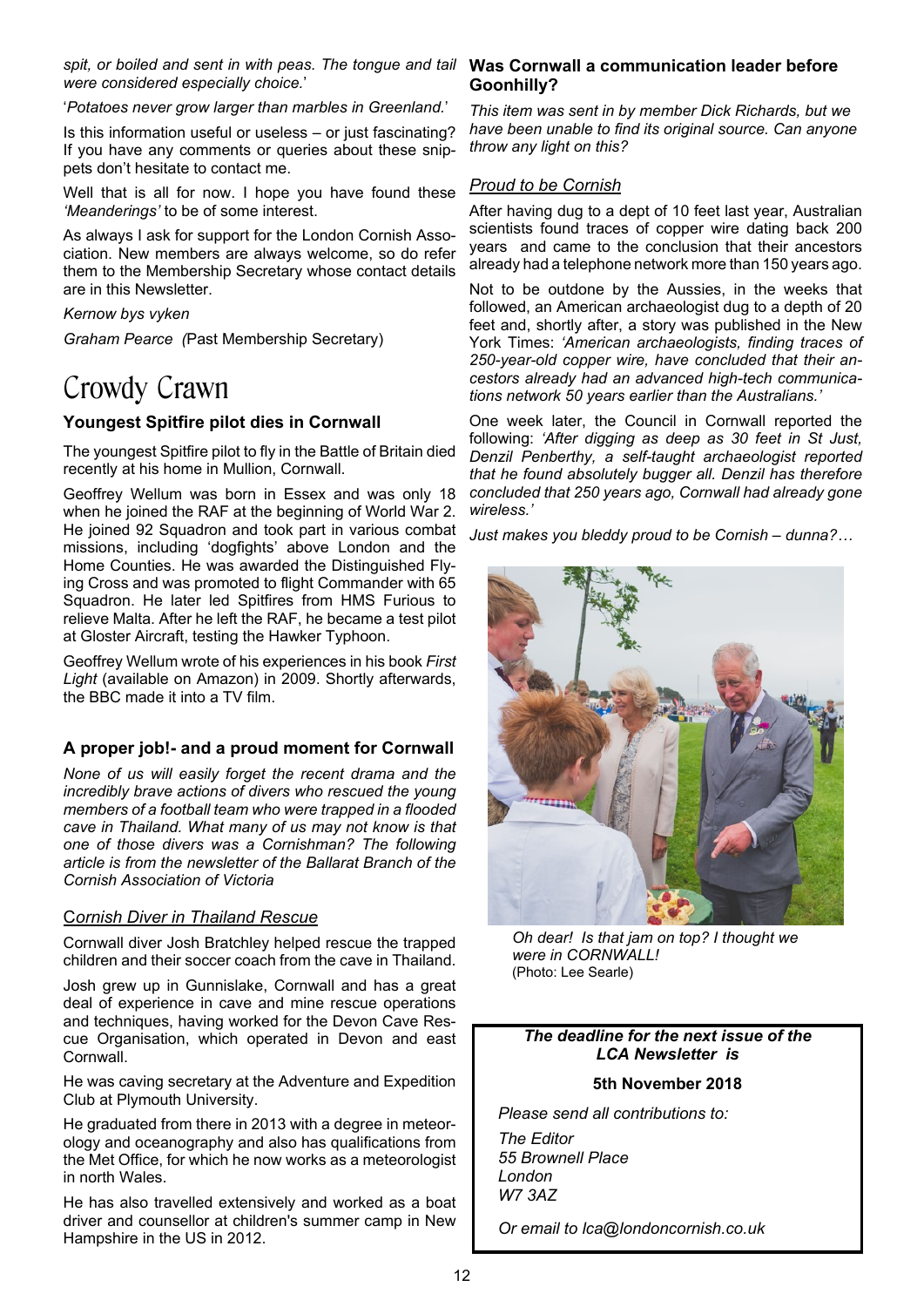*spit, or boiled and sent in with peas. The tongue and tail were considered especially choice.*'

'*Potatoes never grow larger than marbles in Greenland.*'

Is this information useful or useless – or just fascinating? If you have any comments or queries about these snippets don't hesitate to contact me.

Well that is all for now. I hope you have found these *'Meanderings'* to be of some interest.

As always I ask for support for the London Cornish Association. New members are always welcome, so do refer them to the Membership Secretary whose contact details are in this Newsletter.

*Kernow bys vyken*

*Graham Pearce (*Past Membership Secretary)

# Crowdy Crawn

### Youngest Spitfire pilot dies in Cornwall

The youngest Spitfire pilot to fly in the Battle of Britain died recently at his home in Mullion, Cornwall.

Geoffrey Wellum was born in Essex and was only 18 when he joined the RAF at the beginning of World War 2. He joined 92 Squadron and took part in various combat missions, including 'dogfights' above London and the Home Counties. He was awarded the Distinguished Flying Cross and was promoted to flight Commander with 65 Squadron. He later led Spitfires from HMS Furious to relieve Malta. After he left the RAF, he became a test pilot at Gloster Aircraft, testing the Hawker Typhoon.

Geoffrey Wellum wrote of his experiences in his book *First Light* (available on Amazon) in 2009. Shortly afterwards, the BBC made it into a TV film.

### A proper job!- and a proud moment for Cornwall

*None of us will easily forget the recent drama and the incredibly brave actions of divers who rescued the young members of a football team who were trapped in a flooded cave in Thailand. What many of us may not know is that one of those divers was a Cornishman? The following article is from the newsletter of the Ballarat Branch of the Cornish Association of Victoria*

<u>Cornish Diver in Thailand Rescue</u>

Cornwall diver Josh Bratchley helped rescue the trapped children and their soccer coach from the cave in Thailand.

Josh grew up in Gunnislake, Cornwall and has a great deal of experience in cave and mine rescue operations and techniques, having worked for the Devon Cave Rescue Organisation, which operated in Devon and east Cornwall.

He was caving secretary at the Adventure and Expedition Club at Plymouth University.

He graduated from there in 2013 with a degree in meteorology and oceanography and also has qualifications from the Met Office, for which he now works as a meteorologist in north Wales.

He has also travelled extensively and worked as a boat driver and counsellor at children's summer camp in New Hampshire in the US in 2012.

### Was Cornwall a communication leader before Goonhilly?

*This item was sent in by member Dick Richards, but we have been unable to find its original source. Can anyone throw any light on this?*

<u>Proud to be Cornish</u>

After having dug to a dept of 10 feet last year, Australian scientists found traces of copper wire dating back 200 years and came to the conclusion that their ancestors already had a telephone network more than 150 years ago.

Not to be outdone by the Aussies, in the weeks that followed, an American archaeologist dug to a depth of 20 feet and, shortly after, a story was published in the New York Times: *'American archaeologists, finding traces of 250-year-old copper wire, have concluded that their ancestors already had an advanced high-tech communications network 50 years earlier than the Australians.'*

One week later, the Council in Cornwall reported the following: *'After digging as deep as 30 feet in St Just, Denzil Penberthy, a self-taught archaeologist reported that he found absolutely bugger all. Denzil has therefore concluded that 250 years ago, Cornwall had already gone wireless.'*

*Just makes you bleddy proud to be Cornish – dunna?…*

*Oh dear! Is that jam on top? I thought we were in CORNWALL!*
(Photo: Lee Searle)

***The deadline for the next issue of the LCA Newsletter is***

**5th November 2018**

*Please send all contributions to:*

*The Editor*
*55 Brownell Place*
*London*
*W7 3AZ*

*Or email to lca@londoncornish.co.uk*